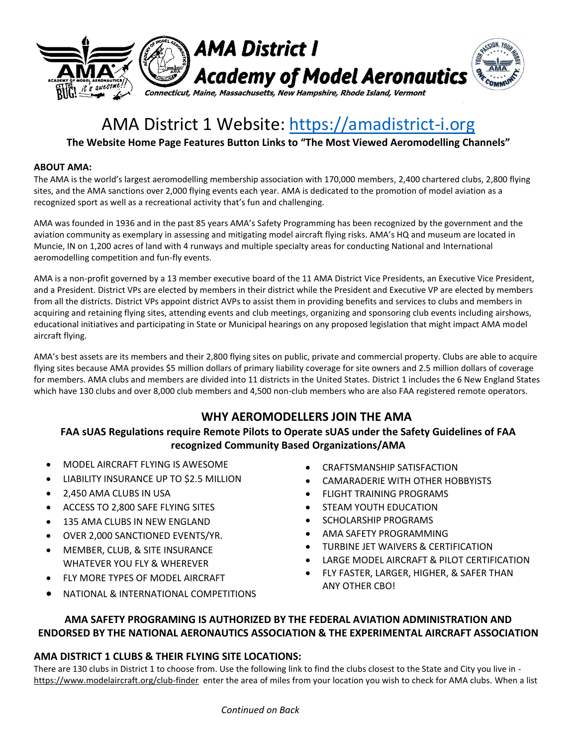# AMA District I
# Academy of Model Aeronautics

*Connecticut, Maine, Massachusetts, New Hampshire, Rhode Island, Vermont*

## AMA District 1 Website: [https://amadistrict-i.org](https://amadistrict-i.org)

**The Website Home Page Features Button Links to "The Most Viewed Aeromodelling Channels"**

### ABOUT AMA:

The AMA is the world's largest aeromodelling membership association with 170,000 members, 2,400 chartered clubs, 2,800 flying sites, and the AMA sanctions over 2,000 flying events each year. AMA is dedicated to the promotion of model aviation as a recognized sport as well as a recreational activity that's fun and challenging.

AMA was founded in 1936 and in the past 85 years AMA's Safety Programming has been recognized by the government and the aviation community as exemplary in assessing and mitigating model aircraft flying risks. AMA's HQ and museum are located in Muncie, IN on 1,200 acres of land with 4 runways and multiple specialty areas for conducting National and International aeromodelling competition and fun-fly events.

AMA is a non-profit governed by a 13 member executive board of the 11 AMA District Vice Presidents, an Executive Vice President, and a President. District VPs are elected by members in their district while the President and Executive VP are elected by members from all the districts. District VPs appoint district AVPs to assist them in providing benefits and services to clubs and members in acquiring and retaining flying sites, attending events and club meetings, organizing and sponsoring club events including airshows, educational initiatives and participating in State or Municipal hearings on any proposed legislation that might impact AMA model aircraft flying.

AMA's best assets are its members and their 2,800 flying sites on public, private and commercial property. Clubs are able to acquire flying sites because AMA provides $5 million dollars of primary liability coverage for site owners and 2.5 million dollars of coverage for members. AMA clubs and members are divided into 11 districts in the United States. District 1 includes the 6 New England States which have 130 clubs and over 8,000 club members and 4,500 non-club members who are also FAA registered remote operators.

## WHY AEROMODELLERS JOIN THE AMA

**FAA sUAS Regulations require Remote Pilots to Operate sUAS under the Safety Guidelines of FAA recognized Community Based Organizations/AMA**

- MODEL AIRCRAFT FLYING IS AWESOME
- LIABILITY INSURANCE UP TO $2.5 MILLION
- 2,450 AMA CLUBS IN USA
- ACCESS TO 2,800 SAFE FLYING SITES
- 135 AMA CLUBS IN NEW ENGLAND
- OVER 2,000 SANCTIONED EVENTS/YR.
- MEMBER, CLUB, & SITE INSURANCE WHATEVER YOU FLY & WHEREVER
- FLY MORE TYPES OF MODEL AIRCRAFT
- NATIONAL & INTERNATIONAL COMPETITIONS
- CRAFTSMANSHIP SATISFACTION
- CAMARADERIE WITH OTHER HOBBYISTS
- FLIGHT TRAINING PROGRAMS
- STEAM YOUTH EDUCATION
- SCHOLARSHIP PROGRAMS
- AMA SAFETY PROGRAMMING
- TURBINE JET WAIVERS & CERTIFICATION
- LARGE MODEL AIRCRAFT & PILOT CERTIFICATION
- FLY FASTER, LARGER, HIGHER, & SAFER THAN ANY OTHER CBO!

**AMA SAFETY PROGRAMING IS AUTHORIZED BY THE FEDERAL AVIATION ADMINISTRATION AND ENDORSED BY THE NATIONAL AERONAUTICS ASSOCIATION & THE EXPERIMENTAL AIRCRAFT ASSOCIATION**

### AMA DISTRICT 1 CLUBS & THEIR FLYING SITE LOCATIONS:

There are 130 clubs in District 1 to choose from. Use the following link to find the clubs closest to the State and City you live in - https://www.modelaircraft.org/club-finder enter the area of miles from your location you wish to check for AMA clubs. When a list

*Continued on Back*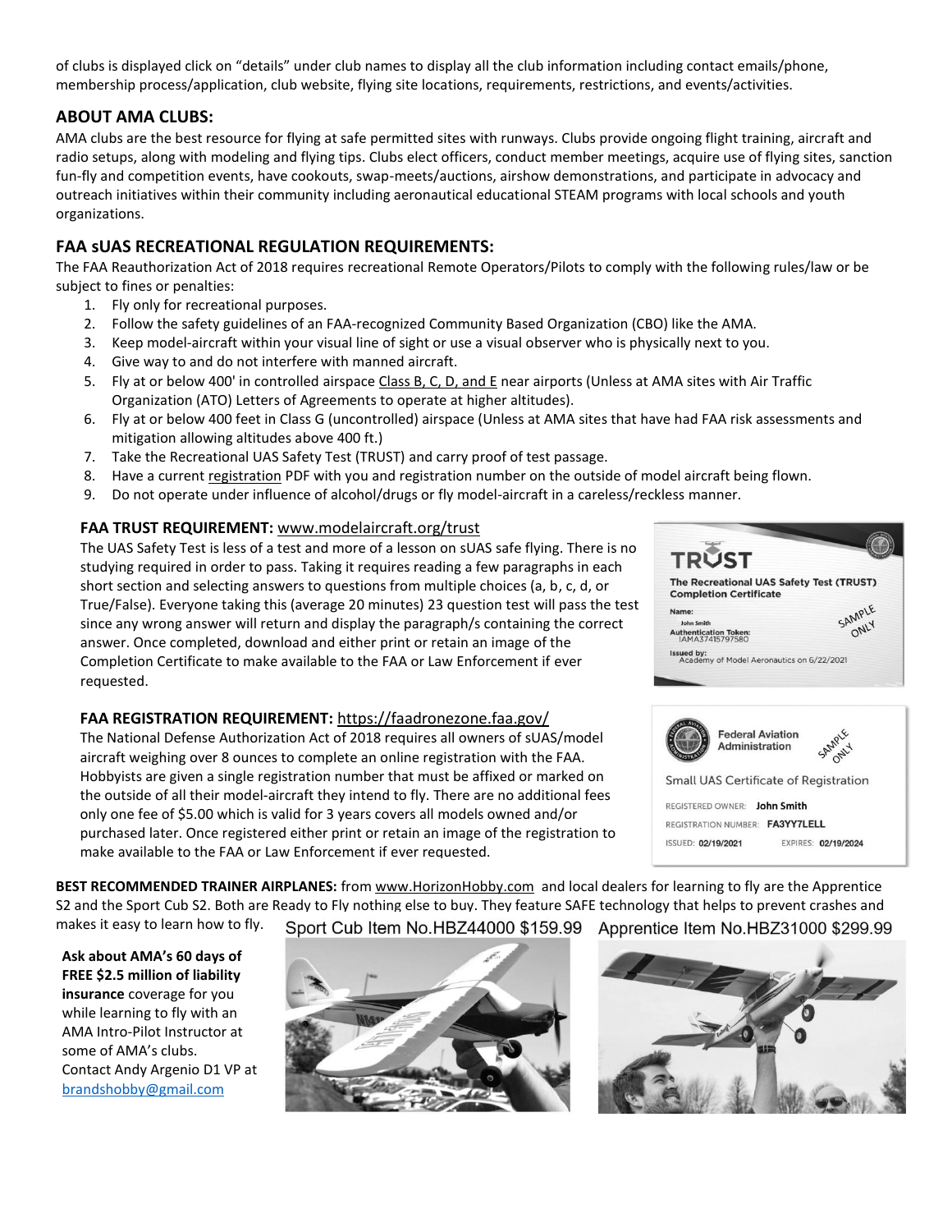of clubs is displayed click on "details" under club names to display all the club information including contact emails/phone, membership process/application, club website, flying site locations, requirements, restrictions, and events/activities.

## ABOUT AMA CLUBS:

AMA clubs are the best resource for flying at safe permitted sites with runways. Clubs provide ongoing flight training, aircraft and radio setups, along with modeling and flying tips. Clubs elect officers, conduct member meetings, acquire use of flying sites, sanction fun-fly and competition events, have cookouts, swap-meets/auctions, airshow demonstrations, and participate in advocacy and outreach initiatives within their community including aeronautical educational STEAM programs with local schools and youth organizations.

## FAA sUAS RECREATIONAL REGULATION REQUIREMENTS:

The FAA Reauthorization Act of 2018 requires recreational Remote Operators/Pilots to comply with the following rules/law or be subject to fines or penalties:

1. Fly only for recreational purposes.
2. Follow the safety guidelines of an FAA-recognized Community Based Organization (CBO) like the AMA.
3. Keep model-aircraft within your visual line of sight or use a visual observer who is physically next to you.
4. Give way to and do not interfere with manned aircraft.
5. Fly at or below 400' in controlled airspace Class B, C, D, and E near airports (Unless at AMA sites with Air Traffic Organization (ATO) Letters of Agreements to operate at higher altitudes).
6. Fly at or below 400 feet in Class G (uncontrolled) airspace (Unless at AMA sites that have had FAA risk assessments and mitigation allowing altitudes above 400 ft.)
7. Take the Recreational UAS Safety Test (TRUST) and carry proof of test passage.
8. Have a current registration PDF with you and registration number on the outside of model aircraft being flown.
9. Do not operate under influence of alcohol/drugs or fly model-aircraft in a careless/reckless manner.

### FAA TRUST REQUIREMENT: www.modelaircraft.org/trust

The UAS Safety Test is less of a test and more of a lesson on sUAS safe flying. There is no studying required in order to pass. Taking it requires reading a few paragraphs in each short section and selecting answers to questions from multiple choices (a, b, c, d, or True/False). Everyone taking this (average 20 minutes) 23 question test will pass the test since any wrong answer will return and display the paragraph/s containing the correct answer. Once completed, download and either print or retain an image of the Completion Certificate to make available to the FAA or Law Enforcement if ever requested.

TRUST
The Recreational UAS Safety Test (TRUST) Completion Certificate
Name: John Smith
Authentication Token: IAMA37415797580
Issued by: Academy of Model Aeronautics on 6/22/2021
SAMPLE ONLY

### FAA REGISTRATION REQUIREMENT: https://faadronezone.faa.gov/

The National Defense Authorization Act of 2018 requires all owners of sUAS/model aircraft weighing over 8 ounces to complete an online registration with the FAA. Hobbyists are given a single registration number that must be affixed or marked on the outside of all their model-aircraft they intend to fly. There are no additional fees only one fee of $5.00 which is valid for 3 years covers all models owned and/or purchased later. Once registered either print or retain an image of the registration to make available to the FAA or Law Enforcement if ever requested.

Federal Aviation Administration
SAMPLE ONLY
Small UAS Certificate of Registration
REGISTERED OWNER: John Smith
REGISTRATION NUMBER: FA3YY7LELL
ISSUED: 02/19/2021 EXPIRES: 02/19/2024

**BEST RECOMMENDED TRAINER AIRPLANES:** from www.HorizonHobby.com and local dealers for learning to fly are the Apprentice S2 and the Sport Cub S2. Both are Ready to Fly nothing else to buy. They feature SAFE technology that helps to prevent crashes and makes it easy to learn how to fly.

Sport Cub Item No.HBZ44000 $159.99

Apprentice Item No.HBZ31000 $299.99

**Ask about AMA's 60 days of FREE $2.5 million of liability insurance** coverage for you while learning to fly with an AMA Intro-Pilot Instructor at some of AMA's clubs. Contact Andy Argenio D1 VP at brandshobby@gmail.com